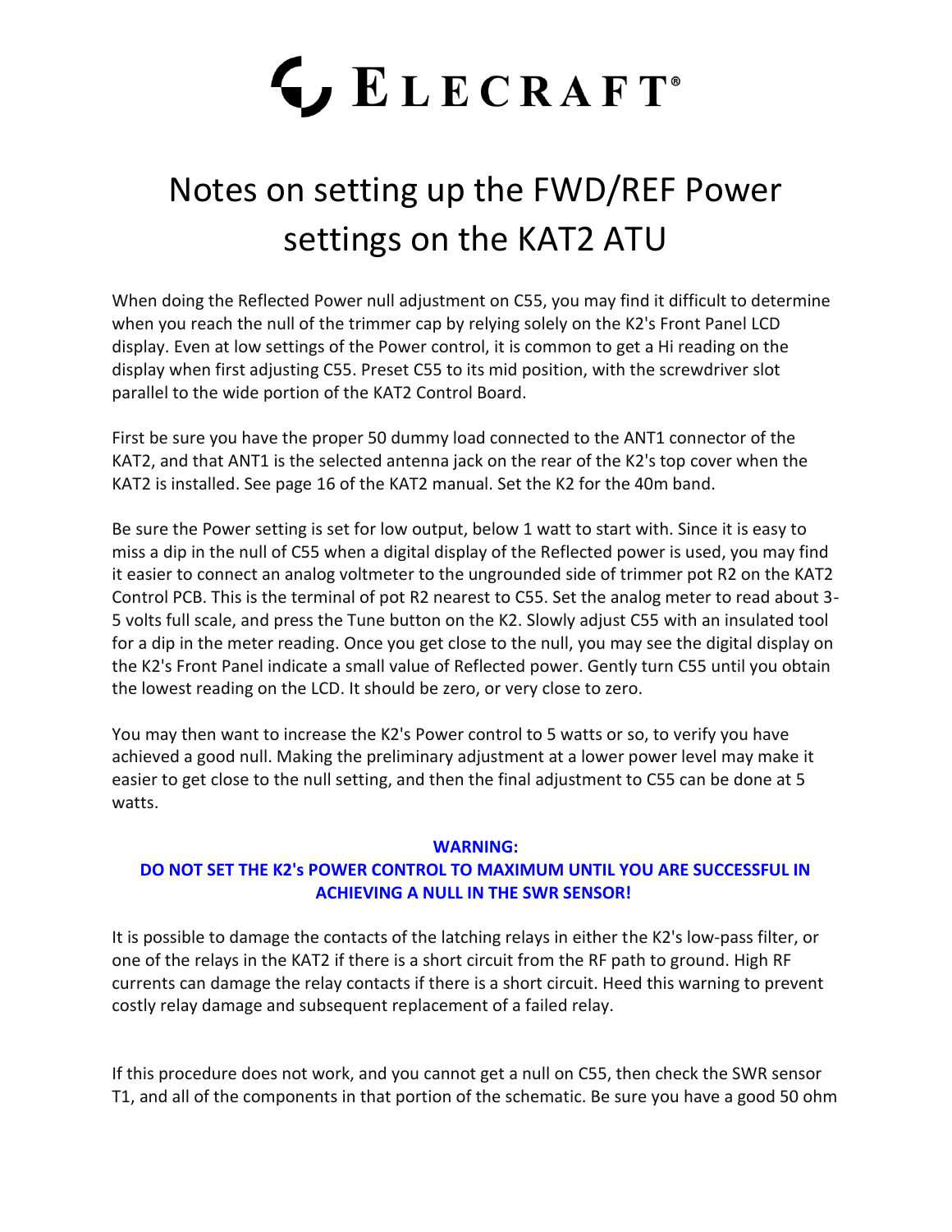# ELECRAFT®

# Notes on setting up the FWD/REF Power settings on the KAT2 ATU

When doing the Reflected Power null adjustment on C55, you may find it difficult to determine when you reach the null of the trimmer cap by relying solely on the K2's Front Panel LCD display. Even at low settings of the Power control, it is common to get a Hi reading on the display when first adjusting C55. Preset C55 to its mid position, with the screwdriver slot parallel to the wide portion of the KAT2 Control Board.

First be sure you have the proper 50 dummy load connected to the ANT1 connector of the KAT2, and that ANT1 is the selected antenna jack on the rear of the K2's top cover when the KAT2 is installed. See page 16 of the KAT2 manual. Set the K2 for the 40m band.

Be sure the Power setting is set for low output, below 1 watt to start with. Since it is easy to miss a dip in the null of C55 when a digital display of the Reflected power is used, you may find it easier to connect an analog voltmeter to the ungrounded side of trimmer pot R2 on the KAT2 Control PCB. This is the terminal of pot R2 nearest to C55. Set the analog meter to read about 3-5 volts full scale, and press the Tune button on the K2. Slowly adjust C55 with an insulated tool for a dip in the meter reading. Once you get close to the null, you may see the digital display on the K2's Front Panel indicate a small value of Reflected power. Gently turn C55 until you obtain the lowest reading on the LCD. It should be zero, or very close to zero.

You may then want to increase the K2's Power control to 5 watts or so, to verify you have achieved a good null. Making the preliminary adjustment at a lower power level may make it easier to get close to the null setting, and then the final adjustment to C55 can be done at 5 watts.

**WARNING:**
**DO NOT SET THE K2's POWER CONTROL TO MAXIMUM UNTIL YOU ARE SUCCESSFUL IN ACHIEVING A NULL IN THE SWR SENSOR!**

It is possible to damage the contacts of the latching relays in either the K2's low-pass filter, or one of the relays in the KAT2 if there is a short circuit from the RF path to ground. High RF currents can damage the relay contacts if there is a short circuit. Heed this warning to prevent costly relay damage and subsequent replacement of a failed relay.

If this procedure does not work, and you cannot get a null on C55, then check the SWR sensor T1, and all of the components in that portion of the schematic. Be sure you have a good 50 ohm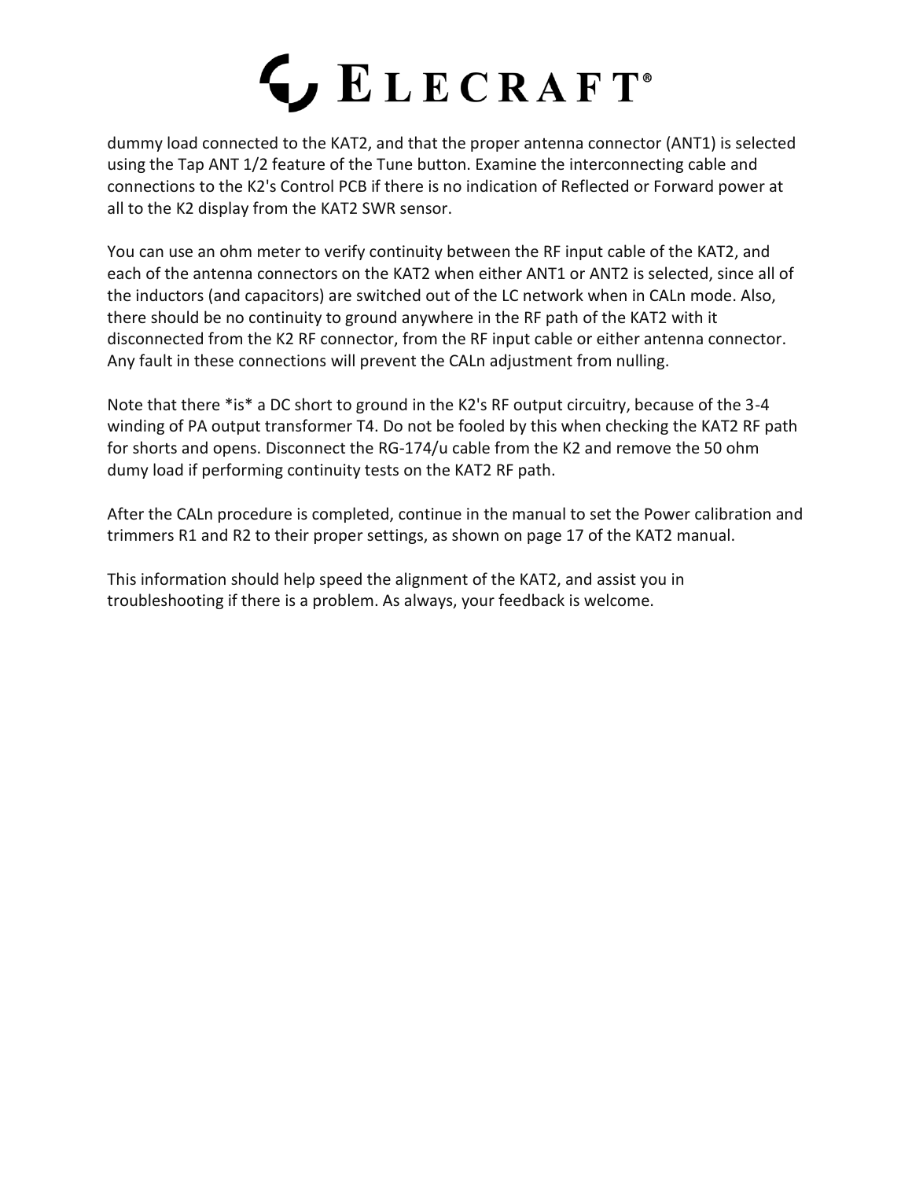dummy load connected to the KAT2, and that the proper antenna connector (ANT1) is selected using the Tap ANT 1/2 feature of the Tune button. Examine the interconnecting cable and connections to the K2's Control PCB if there is no indication of Reflected or Forward power at all to the K2 display from the KAT2 SWR sensor.

You can use an ohm meter to verify continuity between the RF input cable of the KAT2, and each of the antenna connectors on the KAT2 when either ANT1 or ANT2 is selected, since all of the inductors (and capacitors) are switched out of the LC network when in CALn mode. Also, there should be no continuity to ground anywhere in the RF path of the KAT2 with it disconnected from the K2 RF connector, from the RF input cable or either antenna connector. Any fault in these connections will prevent the CALn adjustment from nulling.

Note that there *is* a DC short to ground in the K2's RF output circuitry, because of the 3-4 winding of PA output transformer T4. Do not be fooled by this when checking the KAT2 RF path for shorts and opens. Disconnect the RG-174/u cable from the K2 and remove the 50 ohm dumy load if performing continuity tests on the KAT2 RF path.

After the CALn procedure is completed, continue in the manual to set the Power calibration and trimmers R1 and R2 to their proper settings, as shown on page 17 of the KAT2 manual.

This information should help speed the alignment of the KAT2, and assist you in troubleshooting if there is a problem. As always, your feedback is welcome.